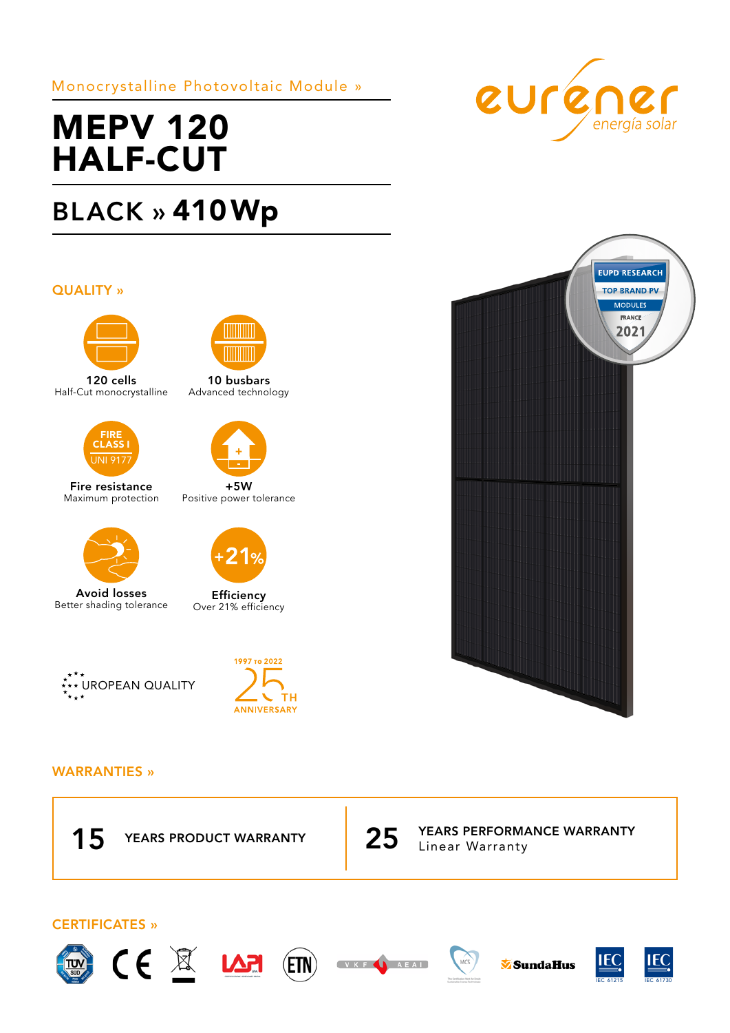Monocrystalline Photovoltaic Module »

# MEPV 120 HALF-CUT

## BLACK » 410 Wp

eurener energía solar

EUPD RESEARCH TOP BRAND PV MODULES FRANCE 2021

## QUALITY »

**120 cells**
Half-Cut monocrystalline

**10 busbars**
Advanced technology

FIRE CLASS I UNI 9177

**Fire resistance**
Maximum protection

**+5W**
Positive power tolerance

**Avoid losses**
Better shading tolerance

+21%

**Efficiency**
Over 21% efficiency

EUROPEAN QUALITY

1997 TO 2022 25TH ANNIVERSARY

## WARRANTIES »

| | |
|---|---|
| **15** YEARS PRODUCT WARRANTY | **25** YEARS PERFORMANCE WARRANTY Linear Warranty |

## CERTIFICATES »

TÜV SÜD · CE · LAPI · ETN · VKF AEAI · MCS · SundaHus · IEC 61215 · IEC 61730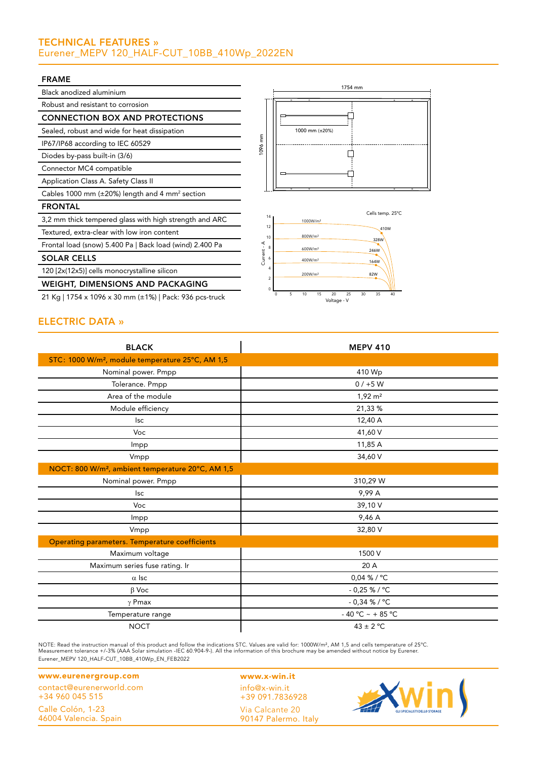## TECHNICAL FEATURES »

Eurener_MEPV 120_HALF-CUT_10BB_410Wp_2022EN

| FRAME |
|---|
| Black anodized aluminium |
| Robust and resistant to corrosion |
| **CONNECTION BOX AND PROTECTIONS** |
| Sealed, robust and wide for heat dissipation |
| IP67/IP68 according to IEC 60529 |
| Diodes by-pass built-in (3/6) |
| Connector MC4 compatible |
| Application Class A. Safety Class II |
| Cables 1000 mm (±20%) length and 4 mm² section |
| **FRONTAL** |
| 3,2 mm thick tempered glass with high strength and ARC |
| Textured, extra-clear with low iron content |
| Frontal load (snow) 5.400 Pa \| Back load (wind) 2.400 Pa |
| **SOLAR CELLS** |
| 120 [2x(12x5)] cells monocrystalline silicon |
| **WEIGHT, DIMENSIONS AND PACKAGING** |
| 21 Kg \| 1754 x 1096 x 30 mm (±1%) \| Pack: 936 pcs-truck |

1754 mm

1096 mm

1000 mm (±20%)

Cells temp. 25°C

1000W/m²
800W/m²
600W/m²
400W/m²
200W/m²

410W
328W
246W
164W
82W

Current - A

Voltage - V

## ELECTRIC DATA »

| BLACK | MEPV 410 |
|---|---|
| **STC: 1000 W/m², module temperature 25°C, AM 1,5** | |
| Nominal power. Pmpp | 410 Wp |
| Tolerance. Pmpp | 0 / +5 W |
| Area of the module | 1,92 m² |
| Module efficiency | 21,33 % |
| Isc | 12,40 A |
| Voc | 41,60 V |
| Impp | 11,85 A |
| Vmpp | 34,60 V |
| **NOCT: 800 W/m², ambient temperature 20°C, AM 1,5** | |
| Nominal power. Pmpp | 310,29 W |
| Isc | 9,99 A |
| Voc | 39,10 V |
| Impp | 9,46 A |
| Vmpp | 32,80 V |
| **Operating parameters. Temperature coefficients** | |
| Maximum voltage | 1500 V |
| Maximum series fuse rating. Ir | 20 A |
| $\alpha$ Isc | 0,04 % / °C |
| $\beta$ Voc | - 0,25 % / °C |
| $\gamma$ Pmax | - 0,34 % / °C |
| Temperature range | - 40 °C ~ + 85 °C |
| NOCT | 43 ± 2 °C |

NOTE: Read the instruction manual of this product and follow the indications STC. Values are valid for: 1000W/m², AM 1,5 and cells temperature of 25°C. Measurement tolerance +/-3% (AAA Solar simulation -IEC 60.904-9-). All the information of this brochure may be amended without notice by Eurener.
Eurener_MEPV 120_HALF-CUT_10BB_410Wp_EN_FEB2022

**www.eurenergroup.com**
contact@eurenerworld.com
+34 960 045 515
Calle Colón, 1-23
46004 Valencia. Spain

**www.x-win.it**
info@x-win.it
+39 091.7836928
Via Calcante 20
90147 Palermo. Italy